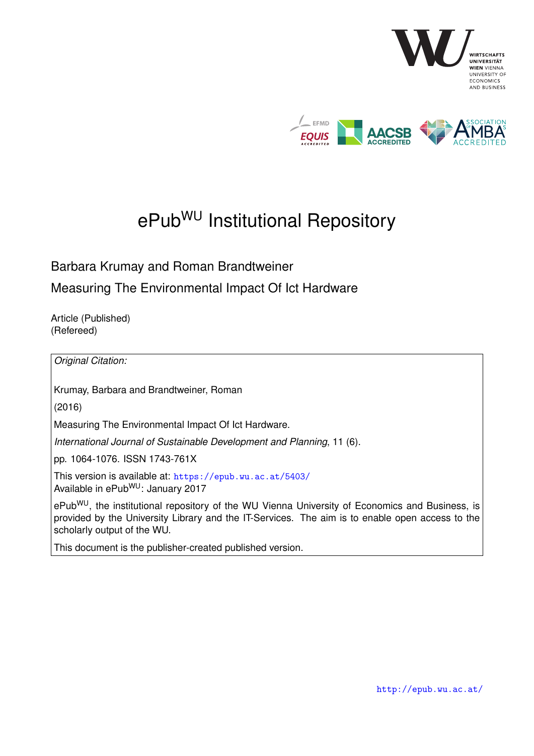# ePub[WU] Institutional Repository

Barbara Krumay and Roman Brandtweiner

Measuring The Environmental Impact Of Ict Hardware

Article (Published)
(Refereed)

*Original Citation:*

Krumay, Barbara and Brandtweiner, Roman

(2016)

Measuring The Environmental Impact Of Ict Hardware.

*International Journal of Sustainable Development and Planning*, 11 (6).

pp. 1064-1076. ISSN 1743-761X

This version is available at: https://epub.wu.ac.at/5403/
Available in ePub[WU]: January 2017

ePub[WU], the institutional repository of the WU Vienna University of Economics and Business, is provided by the University Library and the IT-Services. The aim is to enable open access to the scholarly output of the WU.

This document is the publisher-created published version.

http://epub.wu.ac.at/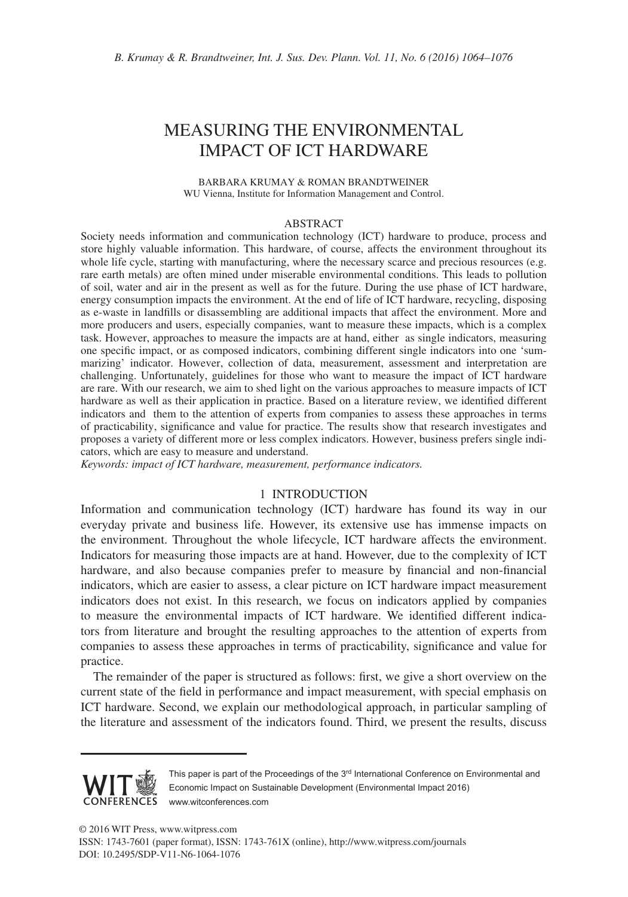# MEASURING THE ENVIRONMENTAL IMPACT OF ICT HARDWARE

BARBARA KRUMAY & ROMAN BRANDTWEINER
WU Vienna, Institute for Information Management and Control.

## ABSTRACT

Society needs information and communication technology (ICT) hardware to produce, process and store highly valuable information. This hardware, of course, affects the environment throughout its whole life cycle, starting with manufacturing, where the necessary scarce and precious resources (e.g. rare earth metals) are often mined under miserable environmental conditions. This leads to pollution of soil, water and air in the present as well as for the future. During the use phase of ICT hardware, energy consumption impacts the environment. At the end of life of ICT hardware, recycling, disposing as e-waste in landfills or disassembling are additional impacts that affect the environment. More and more producers and users, especially companies, want to measure these impacts, which is a complex task. However, approaches to measure the impacts are at hand, either as single indicators, measuring one specific impact, or as composed indicators, combining different single indicators into one 'summarizing' indicator. However, collection of data, measurement, assessment and interpretation are challenging. Unfortunately, guidelines for those who want to measure the impact of ICT hardware are rare. With our research, we aim to shed light on the various approaches to measure impacts of ICT hardware as well as their application in practice. Based on a literature review, we identified different indicators and them to the attention of experts from companies to assess these approaches in terms of practicability, significance and value for practice. The results show that research investigates and proposes a variety of different more or less complex indicators. However, business prefers single indicators, which are easy to measure and understand.

*Keywords: impact of ICT hardware, measurement, performance indicators.*

## 1 INTRODUCTION

Information and communication technology (ICT) hardware has found its way in our everyday private and business life. However, its extensive use has immense impacts on the environment. Throughout the whole lifecycle, ICT hardware affects the environment. Indicators for measuring those impacts are at hand. However, due to the complexity of ICT hardware, and also because companies prefer to measure by financial and non-financial indicators, which are easier to assess, a clear picture on ICT hardware impact measurement indicators does not exist. In this research, we focus on indicators applied by companies to measure the environmental impacts of ICT hardware. We identified different indicators from literature and brought the resulting approaches to the attention of experts from companies to assess these approaches in terms of practicability, significance and value for practice.

The remainder of the paper is structured as follows: first, we give a short overview on the current state of the field in performance and impact measurement, with special emphasis on ICT hardware. Second, we explain our methodological approach, in particular sampling of the literature and assessment of the indicators found. Third, we present the results, discuss

This paper is part of the Proceedings of the 3[rd] International Conference on Environmental and Economic Impact on Sustainable Development (Environmental Impact 2016)
www.witconferences.com

© 2016 WIT Press, www.witpress.com
ISSN: 1743-7601 (paper format), ISSN: 1743-761X (online), http://www.witpress.com/journals
DOI: 10.2495/SDP-V11-N6-1064-1076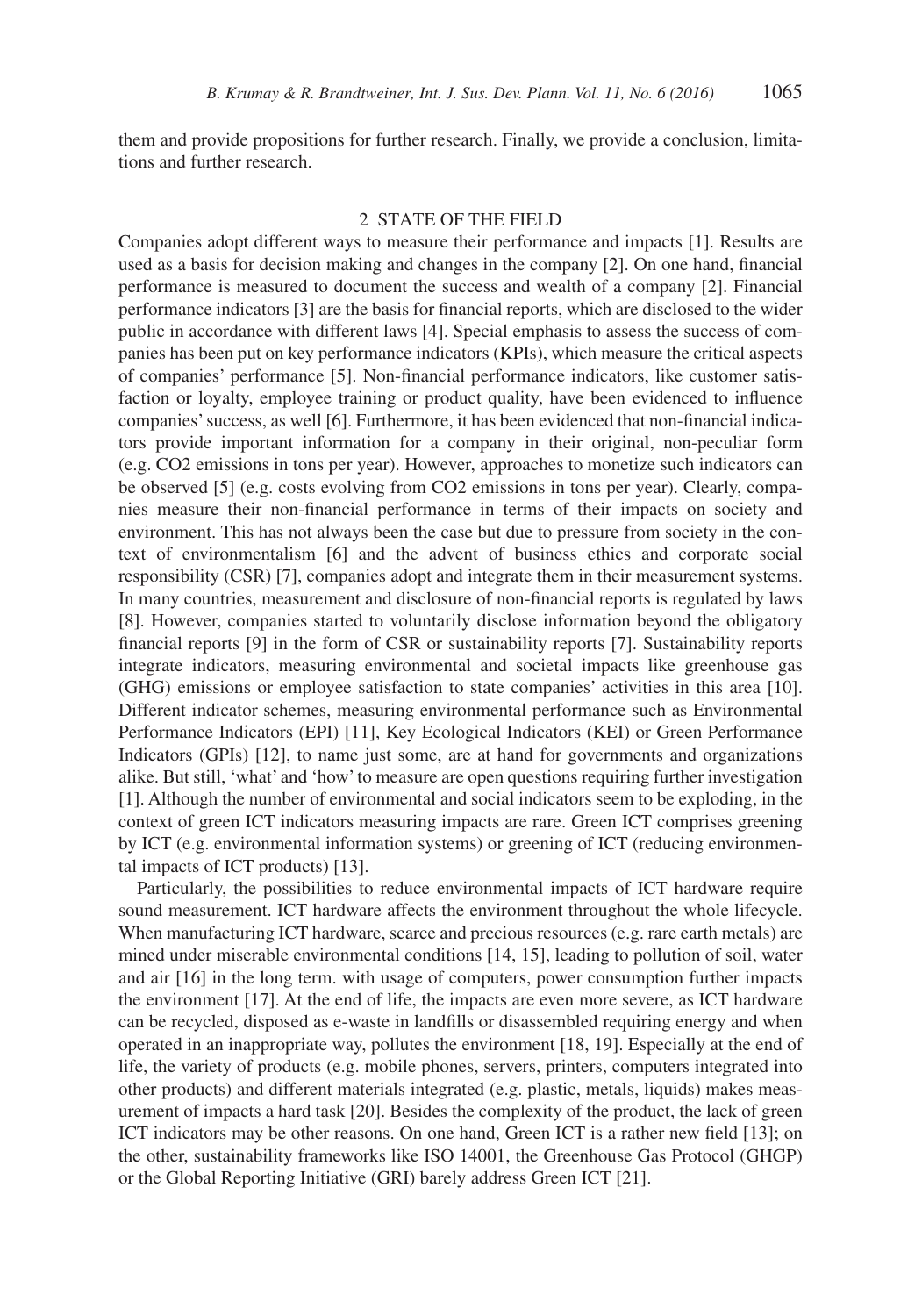them and provide propositions for further research. Finally, we provide a conclusion, limitations and further research.

## 2 STATE OF THE FIELD

Companies adopt different ways to measure their performance and impacts [1]. Results are used as a basis for decision making and changes in the company [2]. On one hand, financial performance is measured to document the success and wealth of a company [2]. Financial performance indicators [3] are the basis for financial reports, which are disclosed to the wider public in accordance with different laws [4]. Special emphasis to assess the success of companies has been put on key performance indicators (KPIs), which measure the critical aspects of companies' performance [5]. Non-financial performance indicators, like customer satisfaction or loyalty, employee training or product quality, have been evidenced to influence companies' success, as well [6]. Furthermore, it has been evidenced that non-financial indicators provide important information for a company in their original, non-peculiar form (e.g. CO2 emissions in tons per year). However, approaches to monetize such indicators can be observed [5] (e.g. costs evolving from CO2 emissions in tons per year). Clearly, companies measure their non-financial performance in terms of their impacts on society and environment. This has not always been the case but due to pressure from society in the context of environmentalism [6] and the advent of business ethics and corporate social responsibility (CSR) [7], companies adopt and integrate them in their measurement systems. In many countries, measurement and disclosure of non-financial reports is regulated by laws [8]. However, companies started to voluntarily disclose information beyond the obligatory financial reports [9] in the form of CSR or sustainability reports [7]. Sustainability reports integrate indicators, measuring environmental and societal impacts like greenhouse gas (GHG) emissions or employee satisfaction to state companies' activities in this area [10]. Different indicator schemes, measuring environmental performance such as Environmental Performance Indicators (EPI) [11], Key Ecological Indicators (KEI) or Green Performance Indicators (GPIs) [12], to name just some, are at hand for governments and organizations alike. But still, 'what' and 'how' to measure are open questions requiring further investigation [1]. Although the number of environmental and social indicators seem to be exploding, in the context of green ICT indicators measuring impacts are rare. Green ICT comprises greening by ICT (e.g. environmental information systems) or greening of ICT (reducing environmental impacts of ICT products) [13].

Particularly, the possibilities to reduce environmental impacts of ICT hardware require sound measurement. ICT hardware affects the environment throughout the whole lifecycle. When manufacturing ICT hardware, scarce and precious resources (e.g. rare earth metals) are mined under miserable environmental conditions [14, 15], leading to pollution of soil, water and air [16] in the long term. with usage of computers, power consumption further impacts the environment [17]. At the end of life, the impacts are even more severe, as ICT hardware can be recycled, disposed as e-waste in landfills or disassembled requiring energy and when operated in an inappropriate way, pollutes the environment [18, 19]. Especially at the end of life, the variety of products (e.g. mobile phones, servers, printers, computers integrated into other products) and different materials integrated (e.g. plastic, metals, liquids) makes measurement of impacts a hard task [20]. Besides the complexity of the product, the lack of green ICT indicators may be other reasons. On one hand, Green ICT is a rather new field [13]; on the other, sustainability frameworks like ISO 14001, the Greenhouse Gas Protocol (GHGP) or the Global Reporting Initiative (GRI) barely address Green ICT [21].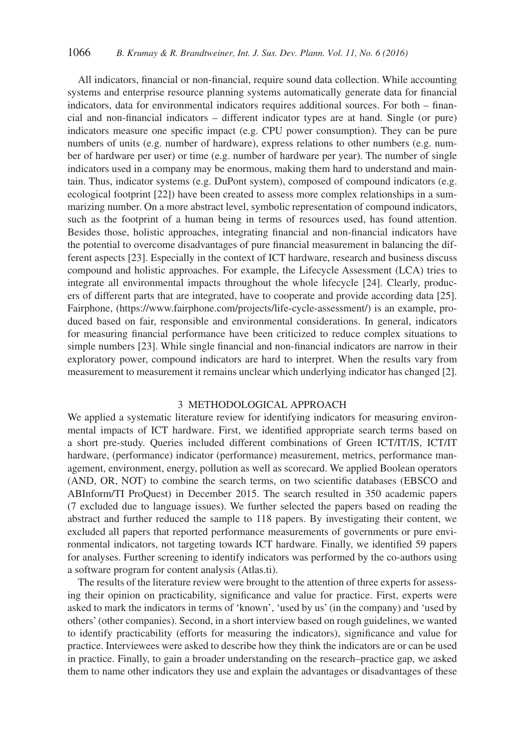All indicators, financial or non-financial, require sound data collection. While accounting systems and enterprise resource planning systems automatically generate data for financial indicators, data for environmental indicators requires additional sources. For both – financial and non-financial indicators – different indicator types are at hand. Single (or pure) indicators measure one specific impact (e.g. CPU power consumption). They can be pure numbers of units (e.g. number of hardware), express relations to other numbers (e.g. number of hardware per user) or time (e.g. number of hardware per year). The number of single indicators used in a company may be enormous, making them hard to understand and maintain. Thus, indicator systems (e.g. DuPont system), composed of compound indicators (e.g. ecological footprint [22]) have been created to assess more complex relationships in a summarizing number. On a more abstract level, symbolic representation of compound indicators, such as the footprint of a human being in terms of resources used, has found attention. Besides those, holistic approaches, integrating financial and non-financial indicators have the potential to overcome disadvantages of pure financial measurement in balancing the different aspects [23]. Especially in the context of ICT hardware, research and business discuss compound and holistic approaches. For example, the Lifecycle Assessment (LCA) tries to integrate all environmental impacts throughout the whole lifecycle [24]. Clearly, producers of different parts that are integrated, have to cooperate and provide according data [25]. Fairphone, (https://www.fairphone.com/projects/life-cycle-assessment/) is an example, produced based on fair, responsible and environmental considerations. In general, indicators for measuring financial performance have been criticized to reduce complex situations to simple numbers [23]. While single financial and non-financial indicators are narrow in their exploratory power, compound indicators are hard to interpret. When the results vary from measurement to measurement it remains unclear which underlying indicator has changed [2].

## 3 METHODOLOGICAL APPROACH

We applied a systematic literature review for identifying indicators for measuring environmental impacts of ICT hardware. First, we identified appropriate search terms based on a short pre-study. Queries included different combinations of Green ICT/IT/IS, ICT/IT hardware, (performance) indicator (performance) measurement, metrics, performance management, environment, energy, pollution as well as scorecard. We applied Boolean operators (AND, OR, NOT) to combine the search terms, on two scientific databases (EBSCO and ABInform/TI ProQuest) in December 2015. The search resulted in 350 academic papers (7 excluded due to language issues). We further selected the papers based on reading the abstract and further reduced the sample to 118 papers. By investigating their content, we excluded all papers that reported performance measurements of governments or pure environmental indicators, not targeting towards ICT hardware. Finally, we identified 59 papers for analyses. Further screening to identify indicators was performed by the co-authors using a software program for content analysis (Atlas.ti).

The results of the literature review were brought to the attention of three experts for assessing their opinion on practicability, significance and value for practice. First, experts were asked to mark the indicators in terms of 'known', 'used by us' (in the company) and 'used by others' (other companies). Second, in a short interview based on rough guidelines, we wanted to identify practicability (efforts for measuring the indicators), significance and value for practice. Interviewees were asked to describe how they think the indicators are or can be used in practice. Finally, to gain a broader understanding on the research–practice gap, we asked them to name other indicators they use and explain the advantages or disadvantages of these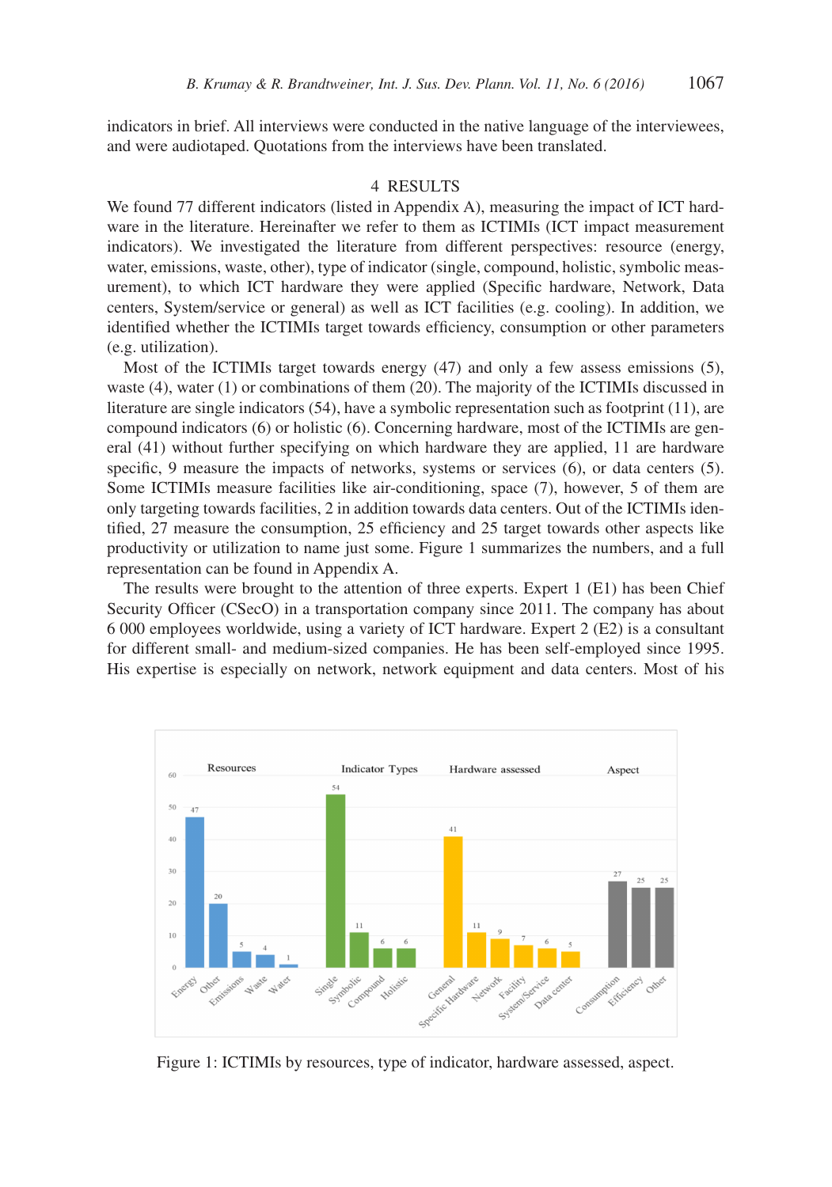indicators in brief. All interviews were conducted in the native language of the interviewees, and were audiotaped. Quotations from the interviews have been translated.

## 4 RESULTS

We found 77 different indicators (listed in Appendix A), measuring the impact of ICT hardware in the literature. Hereinafter we refer to them as ICTIMIs (ICT impact measurement indicators). We investigated the literature from different perspectives: resource (energy, water, emissions, waste, other), type of indicator (single, compound, holistic, symbolic measurement), to which ICT hardware they were applied (Specific hardware, Network, Data centers, System/service or general) as well as ICT facilities (e.g. cooling). In addition, we identified whether the ICTIMIs target towards efficiency, consumption or other parameters (e.g. utilization).

Most of the ICTIMIs target towards energy (47) and only a few assess emissions (5), waste (4), water (1) or combinations of them (20). The majority of the ICTIMIs discussed in literature are single indicators (54), have a symbolic representation such as footprint (11), are compound indicators (6) or holistic (6). Concerning hardware, most of the ICTIMIs are general (41) without further specifying on which hardware they are applied, 11 are hardware specific, 9 measure the impacts of networks, systems or services (6), or data centers (5). Some ICTIMIs measure facilities like air-conditioning, space (7), however, 5 of them are only targeting towards facilities, 2 in addition towards data centers. Out of the ICTIMIs identified, 27 measure the consumption, 25 efficiency and 25 target towards other aspects like productivity or utilization to name just some. Figure 1 summarizes the numbers, and a full representation can be found in Appendix A.

The results were brought to the attention of three experts. Expert 1 (E1) has been Chief Security Officer (CSecO) in a transportation company since 2011. The company has about 6 000 employees worldwide, using a variety of ICT hardware. Expert 2 (E2) is a consultant for different small- and medium-sized companies. He has been self-employed since 1995. His expertise is especially on network, network equipment and data centers. Most of his

Figure 1: ICTIMIs by resources, type of indicator, hardware assessed, aspect.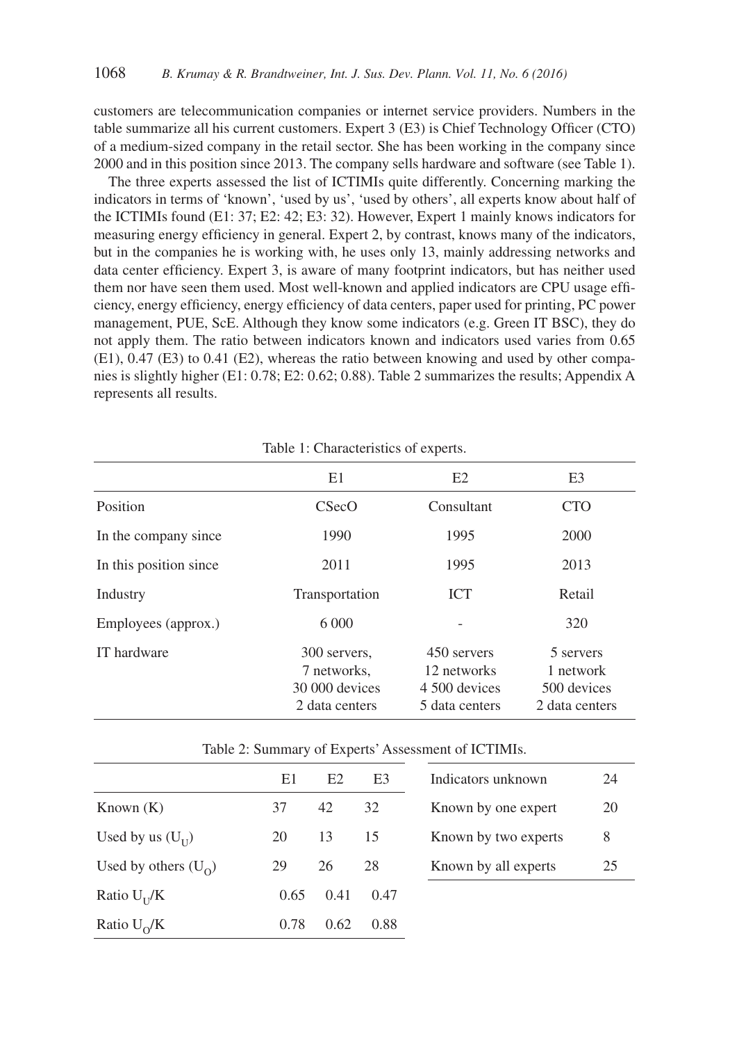customers are telecommunication companies or internet service providers. Numbers in the table summarize all his current customers. Expert 3 (E3) is Chief Technology Officer (CTO) of a medium-sized company in the retail sector. She has been working in the company since 2000 and in this position since 2013. The company sells hardware and software (see Table 1).

The three experts assessed the list of ICTIMIs quite differently. Concerning marking the indicators in terms of 'known', 'used by us', 'used by others', all experts know about half of the ICTIMIs found (E1: 37; E2: 42; E3: 32). However, Expert 1 mainly knows indicators for measuring energy efficiency in general. Expert 2, by contrast, knows many of the indicators, but in the companies he is working with, he uses only 13, mainly addressing networks and data center efficiency. Expert 3, is aware of many footprint indicators, but has neither used them nor have seen them used. Most well-known and applied indicators are CPU usage efficiency, energy efficiency, energy efficiency of data centers, paper used for printing, PC power management, PUE, ScE. Although they know some indicators (e.g. Green IT BSC), they do not apply them. The ratio between indicators known and indicators used varies from 0.65 (E1), 0.47 (E3) to 0.41 (E2), whereas the ratio between knowing and used by other companies is slightly higher (E1: 0.78; E2: 0.62; 0.88). Table 2 summarizes the results; Appendix A represents all results.

Table 1: Characteristics of experts.

| | E1 | E2 | E3 |
|---|---|---|---|
| Position | CSecO | Consultant | CTO |
| In the company since | 1990 | 1995 | 2000 |
| In this position since | 2011 | 1995 | 2013 |
| Industry | Transportation | ICT | Retail |
| Employees (approx.) | 6 000 | - | 320 |
| IT hardware | 300 servers, 7 networks, 30 000 devices 2 data centers | 450 servers 12 networks 4 500 devices 5 data centers | 5 servers 1 network 500 devices 2 data centers |

Table 2: Summary of Experts' Assessment of ICTIMIs.

| | E1 | E2 | E3 |
|---|---|---|---|
| Known (K) | 37 | 42 | 32 |
| Used by us ($U_U$) | 20 | 13 | 15 |
| Used by others ($U_O$) | 29 | 26 | 28 |
| Ratio $U_U$/K | 0.65 | 0.41 | 0.47 |
| Ratio $U_O$/K | 0.78 | 0.62 | 0.88 |

| | |
|---|---|
| Indicators unknown | 24 |
| Known by one expert | 20 |
| Known by two experts | 8 |
| Known by all experts | 25 |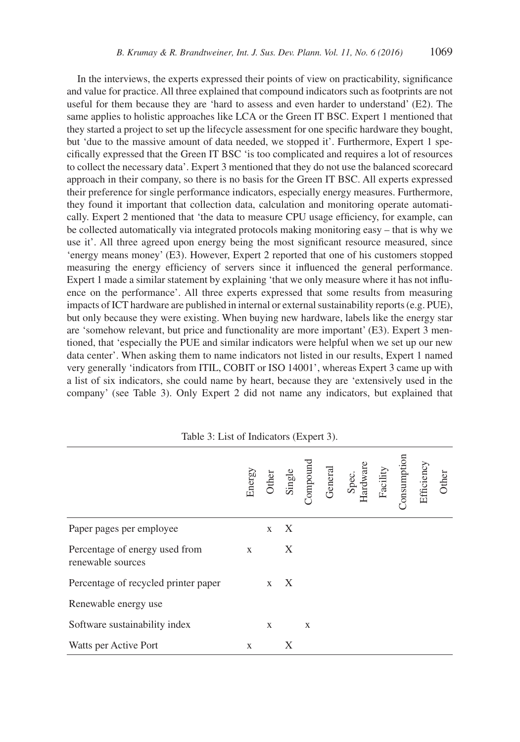In the interviews, the experts expressed their points of view on practicability, significance and value for practice. All three explained that compound indicators such as footprints are not useful for them because they are 'hard to assess and even harder to understand' (E2). The same applies to holistic approaches like LCA or the Green IT BSC. Expert 1 mentioned that they started a project to set up the lifecycle assessment for one specific hardware they bought, but 'due to the massive amount of data needed, we stopped it'. Furthermore, Expert 1 specifically expressed that the Green IT BSC 'is too complicated and requires a lot of resources to collect the necessary data'. Expert 3 mentioned that they do not use the balanced scorecard approach in their company, so there is no basis for the Green IT BSC. All experts expressed their preference for single performance indicators, especially energy measures. Furthermore, they found it important that collection data, calculation and monitoring operate automatically. Expert 2 mentioned that 'the data to measure CPU usage efficiency, for example, can be collected automatically via integrated protocols making monitoring easy – that is why we use it'. All three agreed upon energy being the most significant resource measured, since 'energy means money' (E3). However, Expert 2 reported that one of his customers stopped measuring the energy efficiency of servers since it influenced the general performance. Expert 1 made a similar statement by explaining 'that we only measure where it has not influence on the performance'. All three experts expressed that some results from measuring impacts of ICT hardware are published in internal or external sustainability reports (e.g. PUE), but only because they were existing. When buying new hardware, labels like the energy star are 'somehow relevant, but price and functionality are more important' (E3). Expert 3 mentioned, that 'especially the PUE and similar indicators were helpful when we set up our new data center'. When asking them to name indicators not listed in our results, Expert 1 named very generally 'indicators from ITIL, COBIT or ISO 14001', whereas Expert 3 came up with a list of six indicators, she could name by heart, because they are 'extensively used in the company' (see Table 3). Only Expert 2 did not name any indicators, but explained that

Table 3: List of Indicators (Expert 3).

| | Energy | Other | Single | Compound | General | Spec. Hardware | Facility | Consumption | Efficiency | Other |
|---|---|---|---|---|---|---|---|---|---|---|
| Paper pages per employee | | x | X | | | | | | | |
| Percentage of energy used from renewable sources | x | | X | | | | | | | |
| Percentage of recycled printer paper | | x | X | | | | | | | |
| Renewable energy use | | | | | | | | | | |
| Software sustainability index | | x | | x | | | | | | |
| Watts per Active Port | x | | X | | | | | | | |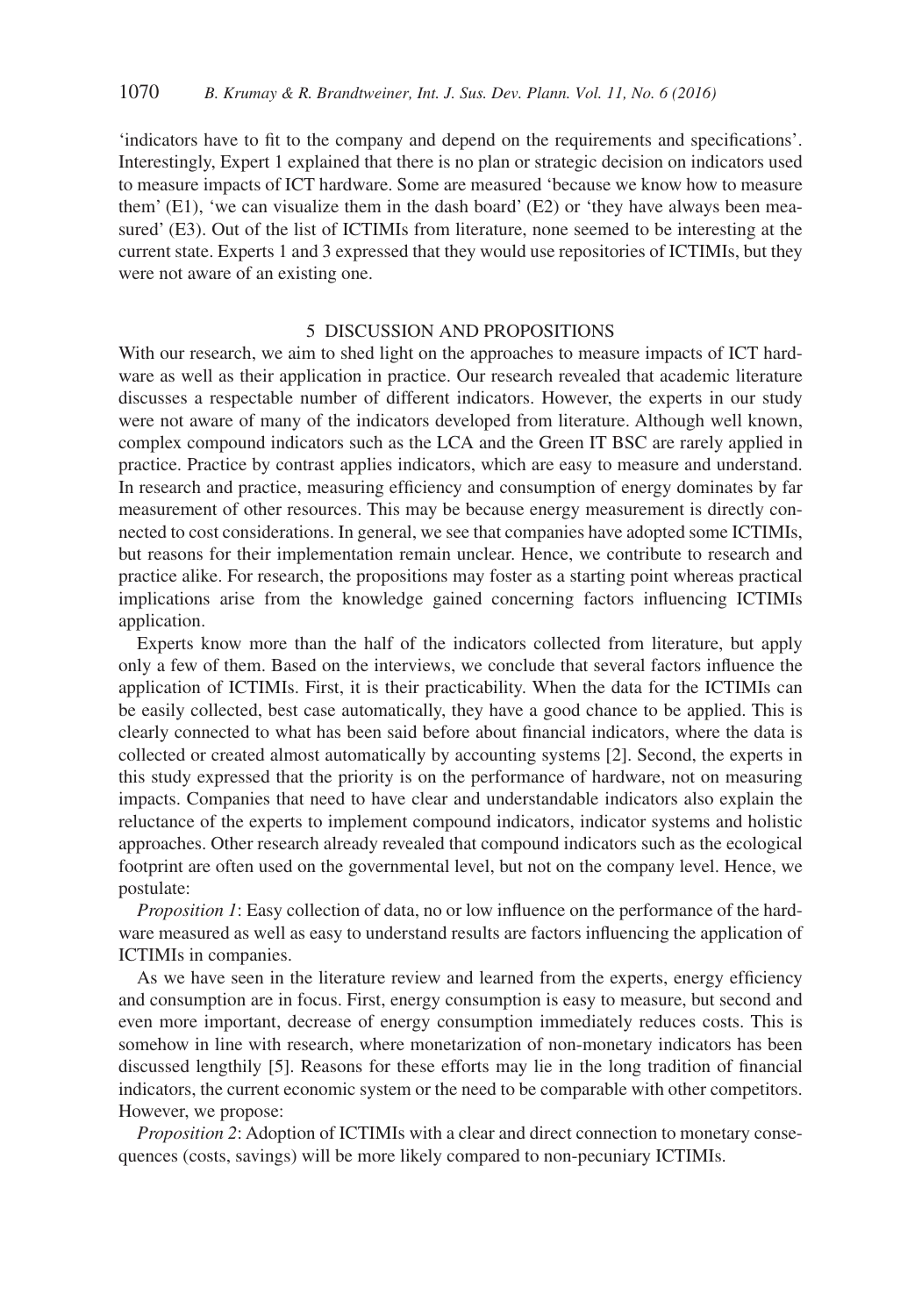'indicators have to fit to the company and depend on the requirements and specifications'. Interestingly, Expert 1 explained that there is no plan or strategic decision on indicators used to measure impacts of ICT hardware. Some are measured 'because we know how to measure them' (E1), 'we can visualize them in the dash board' (E2) or 'they have always been measured' (E3). Out of the list of ICTIMIs from literature, none seemed to be interesting at the current state. Experts 1 and 3 expressed that they would use repositories of ICTIMIs, but they were not aware of an existing one.

## 5 DISCUSSION AND PROPOSITIONS

With our research, we aim to shed light on the approaches to measure impacts of ICT hardware as well as their application in practice. Our research revealed that academic literature discusses a respectable number of different indicators. However, the experts in our study were not aware of many of the indicators developed from literature. Although well known, complex compound indicators such as the LCA and the Green IT BSC are rarely applied in practice. Practice by contrast applies indicators, which are easy to measure and understand. In research and practice, measuring efficiency and consumption of energy dominates by far measurement of other resources. This may be because energy measurement is directly connected to cost considerations. In general, we see that companies have adopted some ICTIMIs, but reasons for their implementation remain unclear. Hence, we contribute to research and practice alike. For research, the propositions may foster as a starting point whereas practical implications arise from the knowledge gained concerning factors influencing ICTIMIs application.

Experts know more than the half of the indicators collected from literature, but apply only a few of them. Based on the interviews, we conclude that several factors influence the application of ICTIMIs. First, it is their practicability. When the data for the ICTIMIs can be easily collected, best case automatically, they have a good chance to be applied. This is clearly connected to what has been said before about financial indicators, where the data is collected or created almost automatically by accounting systems [2]. Second, the experts in this study expressed that the priority is on the performance of hardware, not on measuring impacts. Companies that need to have clear and understandable indicators also explain the reluctance of the experts to implement compound indicators, indicator systems and holistic approaches. Other research already revealed that compound indicators such as the ecological footprint are often used on the governmental level, but not on the company level. Hence, we postulate:

*Proposition 1*: Easy collection of data, no or low influence on the performance of the hardware measured as well as easy to understand results are factors influencing the application of ICTIMIs in companies.

As we have seen in the literature review and learned from the experts, energy efficiency and consumption are in focus. First, energy consumption is easy to measure, but second and even more important, decrease of energy consumption immediately reduces costs. This is somehow in line with research, where monetarization of non-monetary indicators has been discussed lengthily [5]. Reasons for these efforts may lie in the long tradition of financial indicators, the current economic system or the need to be comparable with other competitors. However, we propose:

*Proposition 2*: Adoption of ICTIMIs with a clear and direct connection to monetary consequences (costs, savings) will be more likely compared to non-pecuniary ICTIMIs.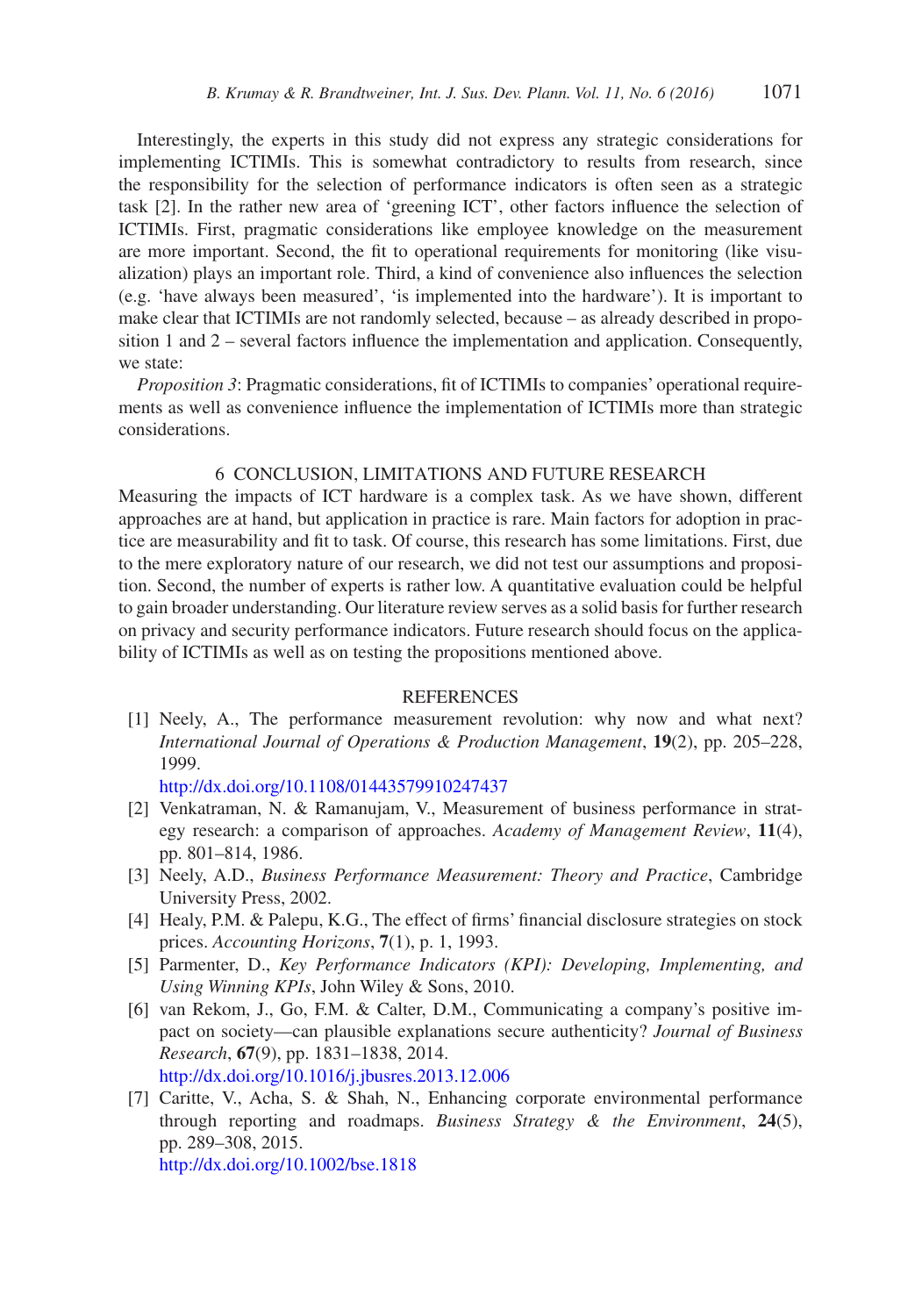Interestingly, the experts in this study did not express any strategic considerations for implementing ICTIMIs. This is somewhat contradictory to results from research, since the responsibility for the selection of performance indicators is often seen as a strategic task [2]. In the rather new area of 'greening ICT', other factors influence the selection of ICTIMIs. First, pragmatic considerations like employee knowledge on the measurement are more important. Second, the fit to operational requirements for monitoring (like visualization) plays an important role. Third, a kind of convenience also influences the selection (e.g. 'have always been measured', 'is implemented into the hardware'). It is important to make clear that ICTIMIs are not randomly selected, because – as already described in proposition 1 and 2 – several factors influence the implementation and application. Consequently, we state:

*Proposition 3*: Pragmatic considerations, fit of ICTIMIs to companies' operational requirements as well as convenience influence the implementation of ICTIMIs more than strategic considerations.

## 6 CONCLUSION, LIMITATIONS AND FUTURE RESEARCH

Measuring the impacts of ICT hardware is a complex task. As we have shown, different approaches are at hand, but application in practice is rare. Main factors for adoption in practice are measurability and fit to task. Of course, this research has some limitations. First, due to the mere exploratory nature of our research, we did not test our assumptions and proposition. Second, the number of experts is rather low. A quantitative evaluation could be helpful to gain broader understanding. Our literature review serves as a solid basis for further research on privacy and security performance indicators. Future research should focus on the applicability of ICTIMIs as well as on testing the propositions mentioned above.

## REFERENCES

[1] Neely, A., The performance measurement revolution: why now and what next? *International Journal of Operations & Production Management*, **19**(2), pp. 205–228, 1999.
http://dx.doi.org/10.1108/01443579910247437

[2] Venkatraman, N. & Ramanujam, V., Measurement of business performance in strategy research: a comparison of approaches. *Academy of Management Review*, **11**(4), pp. 801–814, 1986.

[3] Neely, A.D., *Business Performance Measurement: Theory and Practice*, Cambridge University Press, 2002.

[4] Healy, P.M. & Palepu, K.G., The effect of firms' financial disclosure strategies on stock prices. *Accounting Horizons*, **7**(1), p. 1, 1993.

[5] Parmenter, D., *Key Performance Indicators (KPI): Developing, Implementing, and Using Winning KPIs*, John Wiley & Sons, 2010.

[6] van Rekom, J., Go, F.M. & Calter, D.M., Communicating a company's positive impact on society—can plausible explanations secure authenticity? *Journal of Business Research*, **67**(9), pp. 1831–1838, 2014.
http://dx.doi.org/10.1016/j.jbusres.2013.12.006

[7] Caritte, V., Acha, S. & Shah, N., Enhancing corporate environmental performance through reporting and roadmaps. *Business Strategy & the Environment*, **24**(5), pp. 289–308, 2015.
http://dx.doi.org/10.1002/bse.1818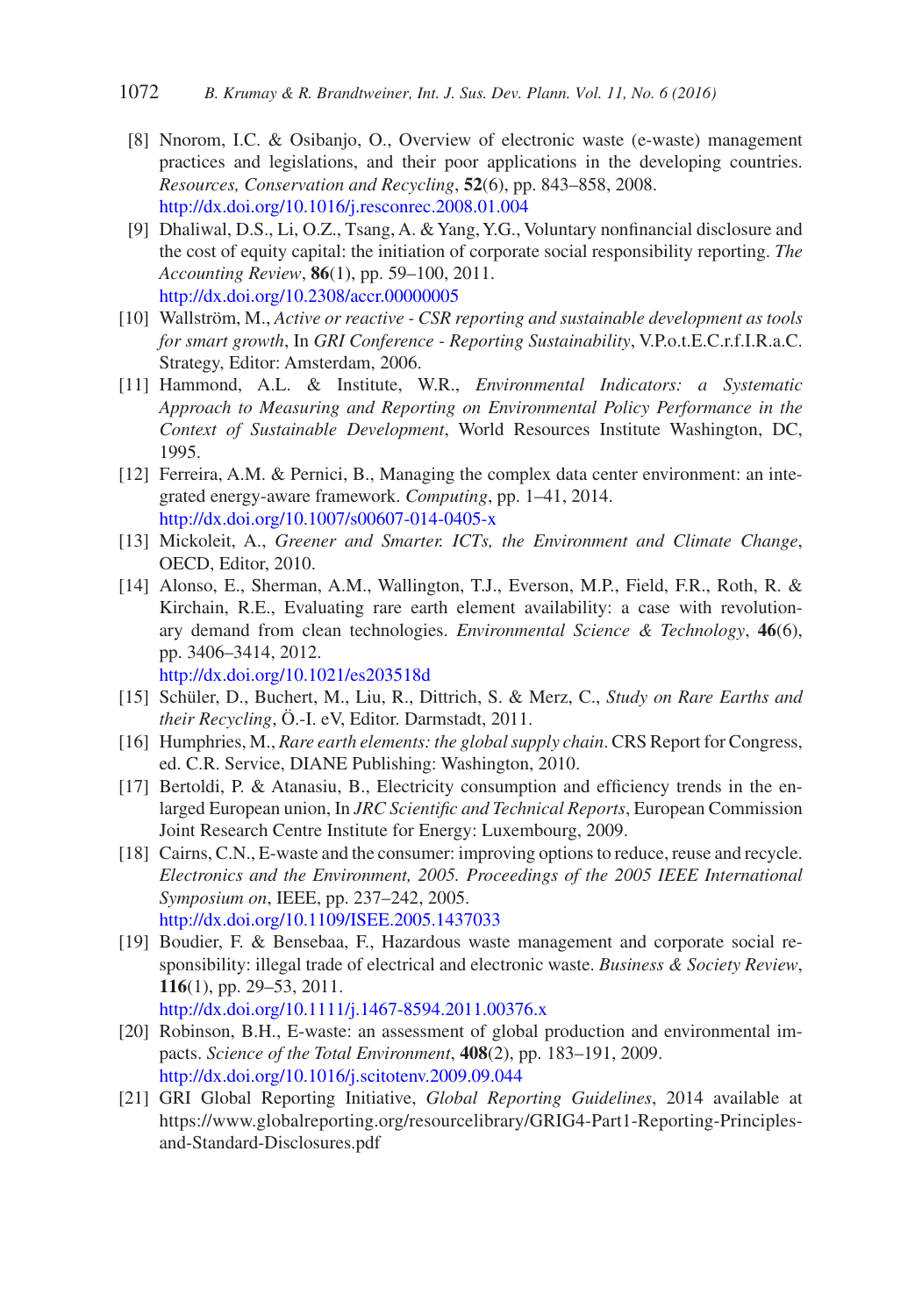[8] Nnorom, I.C. & Osibanjo, O., Overview of electronic waste (e-waste) management practices and legislations, and their poor applications in the developing countries. *Resources, Conservation and Recycling*, **52**(6), pp. 843–858, 2008. http://dx.doi.org/10.1016/j.resconrec.2008.01.004

[9] Dhaliwal, D.S., Li, O.Z., Tsang, A. & Yang, Y.G., Voluntary nonfinancial disclosure and the cost of equity capital: the initiation of corporate social responsibility reporting. *The Accounting Review*, **86**(1), pp. 59–100, 2011. http://dx.doi.org/10.2308/accr.00000005

[10] Wallström, M., *Active or reactive - CSR reporting and sustainable development as tools for smart growth*, In *GRI Conference - Reporting Sustainability*, V.P.o.t.E.C.r.f.I.R.a.C. Strategy, Editor: Amsterdam, 2006.

[11] Hammond, A.L. & Institute, W.R., *Environmental Indicators: a Systematic Approach to Measuring and Reporting on Environmental Policy Performance in the Context of Sustainable Development*, World Resources Institute Washington, DC, 1995.

[12] Ferreira, A.M. & Pernici, B., Managing the complex data center environment: an integrated energy-aware framework. *Computing*, pp. 1–41, 2014. http://dx.doi.org/10.1007/s00607-014-0405-x

[13] Mickoleit, A., *Greener and Smarter. ICTs, the Environment and Climate Change*, OECD, Editor, 2010.

[14] Alonso, E., Sherman, A.M., Wallington, T.J., Everson, M.P., Field, F.R., Roth, R. & Kirchain, R.E., Evaluating rare earth element availability: a case with revolutionary demand from clean technologies. *Environmental Science & Technology*, **46**(6), pp. 3406–3414, 2012. http://dx.doi.org/10.1021/es203518d

[15] Schüler, D., Buchert, M., Liu, R., Dittrich, S. & Merz, C., *Study on Rare Earths and their Recycling*, Ö.-I. eV, Editor. Darmstadt, 2011.

[16] Humphries, M., *Rare earth elements: the global supply chain*. CRS Report for Congress, ed. C.R. Service, DIANE Publishing: Washington, 2010.

[17] Bertoldi, P. & Atanasiu, B., Electricity consumption and efficiency trends in the enlarged European union, In *JRC Scientific and Technical Reports*, European Commission Joint Research Centre Institute for Energy: Luxembourg, 2009.

[18] Cairns, C.N., E-waste and the consumer: improving options to reduce, reuse and recycle. *Electronics and the Environment, 2005. Proceedings of the 2005 IEEE International Symposium on*, IEEE, pp. 237–242, 2005. http://dx.doi.org/10.1109/ISEE.2005.1437033

[19] Boudier, F. & Bensebaa, F., Hazardous waste management and corporate social responsibility: illegal trade of electrical and electronic waste. *Business & Society Review*, **116**(1), pp. 29–53, 2011. http://dx.doi.org/10.1111/j.1467-8594.2011.00376.x

[20] Robinson, B.H., E-waste: an assessment of global production and environmental impacts. *Science of the Total Environment*, **408**(2), pp. 183–191, 2009. http://dx.doi.org/10.1016/j.scitotenv.2009.09.044

[21] GRI Global Reporting Initiative, *Global Reporting Guidelines*, 2014 available at https://www.globalreporting.org/resourcelibrary/GRIG4-Part1-Reporting-Principles-and-Standard-Disclosures.pdf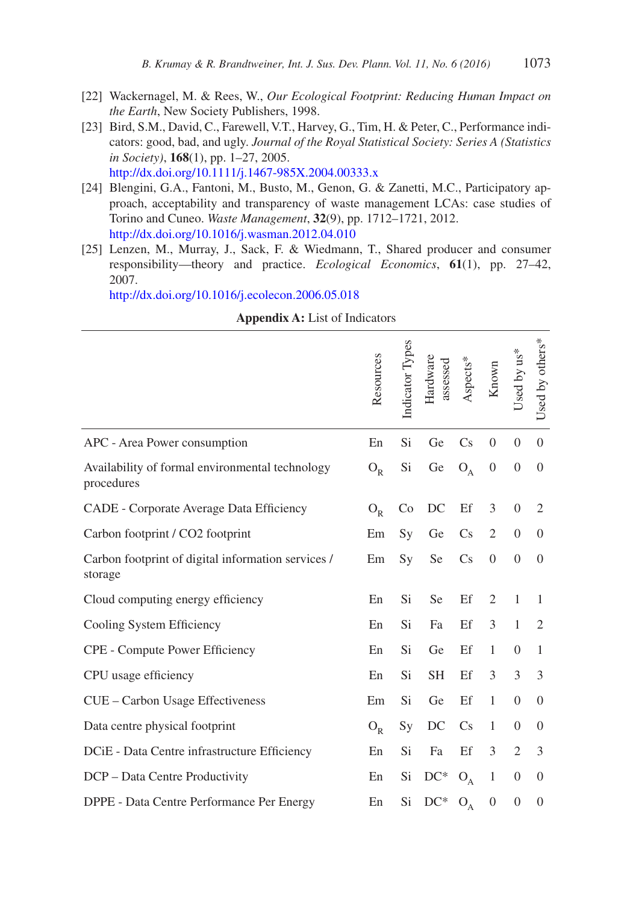[22] Wackernagel, M. & Rees, W., *Our Ecological Footprint: Reducing Human Impact on the Earth*, New Society Publishers, 1998.

[23] Bird, S.M., David, C., Farewell, V.T., Harvey, G., Tim, H. & Peter, C., Performance indicators: good, bad, and ugly. *Journal of the Royal Statistical Society: Series A (Statistics in Society)*, **168**(1), pp. 1–27, 2005. http://dx.doi.org/10.1111/j.1467-985X.2004.00333.x

[24] Blengini, G.A., Fantoni, M., Busto, M., Genon, G. & Zanetti, M.C., Participatory approach, acceptability and transparency of waste management LCAs: case studies of Torino and Cuneo. *Waste Management*, **32**(9), pp. 1712–1721, 2012. http://dx.doi.org/10.1016/j.wasman.2012.04.010

[25] Lenzen, M., Murray, J., Sack, F. & Wiedmann, T., Shared producer and consumer responsibility—theory and practice. *Ecological Economics*, **61**(1), pp. 27–42, 2007. http://dx.doi.org/10.1016/j.ecolecon.2006.05.018

**Appendix A:** List of Indicators

| | Resources | Indicator Types | Hardware assessed | Aspects* | Known | Used by us* | Used by others* |
|---|---|---|---|---|---|---|---|
| APC - Area Power consumption | En | Si | Ge | Cs | 0 | 0 | 0 |
| Availability of formal environmental technology procedures | $O_R$ | Si | Ge | $O_A$ | 0 | 0 | 0 |
| CADE - Corporate Average Data Efficiency | $O_R$ | Co | DC | Ef | 3 | 0 | 2 |
| Carbon footprint / CO2 footprint | Em | Sy | Ge | Cs | 2 | 0 | 0 |
| Carbon footprint of digital information services / storage | Em | Sy | Se | Cs | 0 | 0 | 0 |
| Cloud computing energy efficiency | En | Si | Se | Ef | 2 | 1 | 1 |
| Cooling System Efficiency | En | Si | Fa | Ef | 3 | 1 | 2 |
| CPE - Compute Power Efficiency | En | Si | Ge | Ef | 1 | 0 | 1 |
| CPU usage efficiency | En | Si | SH | Ef | 3 | 3 | 3 |
| CUE – Carbon Usage Effectiveness | Em | Si | Ge | Ef | 1 | 0 | 0 |
| Data centre physical footprint | $O_R$ | Sy | DC | Cs | 1 | 0 | 0 |
| DCiE - Data Centre infrastructure Efficiency | En | Si | Fa | Ef | 3 | 2 | 3 |
| DCP – Data Centre Productivity | En | Si | DC* | $O_A$ | 1 | 0 | 0 |
| DPPE - Data Centre Performance Per Energy | En | Si | DC* | $O_A$ | 0 | 0 | 0 |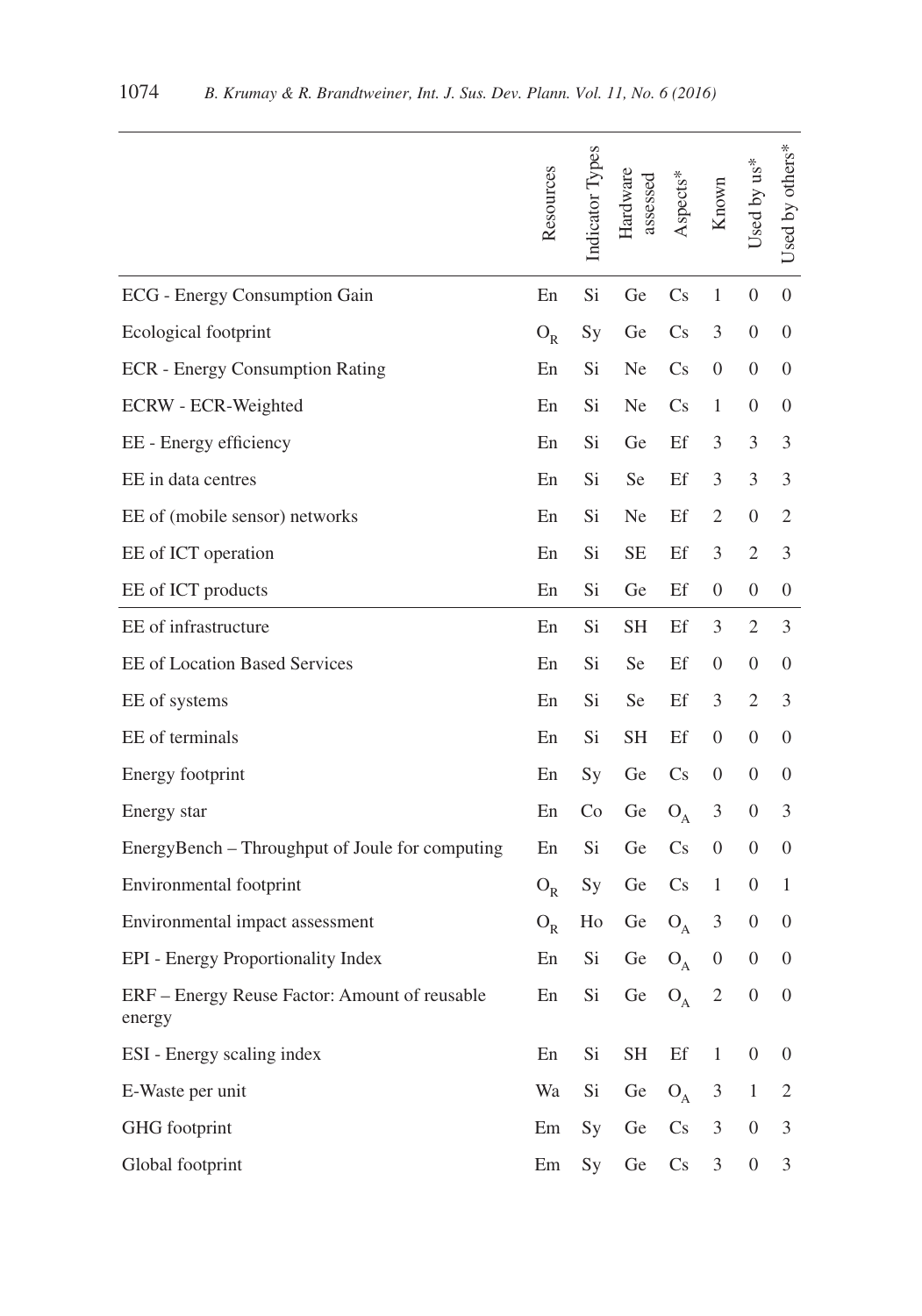| | Resources | Indicator Types | Hardware assessed | Aspects* | Known | Used by us* | Used by others* |
|---|---|---|---|---|---|---|---|
| ECG - Energy Consumption Gain | En | Si | Ge | Cs | 1 | 0 | 0 |
| Ecological footprint | $O_R$ | Sy | Ge | Cs | 3 | 0 | 0 |
| ECR - Energy Consumption Rating | En | Si | Ne | Cs | 0 | 0 | 0 |
| ECRW - ECR-Weighted | En | Si | Ne | Cs | 1 | 0 | 0 |
| EE - Energy efficiency | En | Si | Ge | Ef | 3 | 3 | 3 |
| EE in data centres | En | Si | Se | Ef | 3 | 3 | 3 |
| EE of (mobile sensor) networks | En | Si | Ne | Ef | 2 | 0 | 2 |
| EE of ICT operation | En | Si | SE | Ef | 3 | 2 | 3 |
| EE of ICT products | En | Si | Ge | Ef | 0 | 0 | 0 |
| EE of infrastructure | En | Si | SH | Ef | 3 | 2 | 3 |
| EE of Location Based Services | En | Si | Se | Ef | 0 | 0 | 0 |
| EE of systems | En | Si | Se | Ef | 3 | 2 | 3 |
| EE of terminals | En | Si | SH | Ef | 0 | 0 | 0 |
| Energy footprint | En | Sy | Ge | Cs | 0 | 0 | 0 |
| Energy star | En | Co | Ge | $O_A$ | 3 | 0 | 3 |
| EnergyBench – Throughput of Joule for computing | En | Si | Ge | Cs | 0 | 0 | 0 |
| Environmental footprint | $O_R$ | Sy | Ge | Cs | 1 | 0 | 1 |
| Environmental impact assessment | $O_R$ | Ho | Ge | $O_A$ | 3 | 0 | 0 |
| EPI - Energy Proportionality Index | En | Si | Ge | $O_A$ | 0 | 0 | 0 |
| ERF – Energy Reuse Factor: Amount of reusable energy | En | Si | Ge | $O_A$ | 2 | 0 | 0 |
| ESI - Energy scaling index | En | Si | SH | Ef | 1 | 0 | 0 |
| E-Waste per unit | Wa | Si | Ge | $O_A$ | 3 | 1 | 2 |
| GHG footprint | Em | Sy | Ge | Cs | 3 | 0 | 3 |
| Global footprint | Em | Sy | Ge | Cs | 3 | 0 | 3 |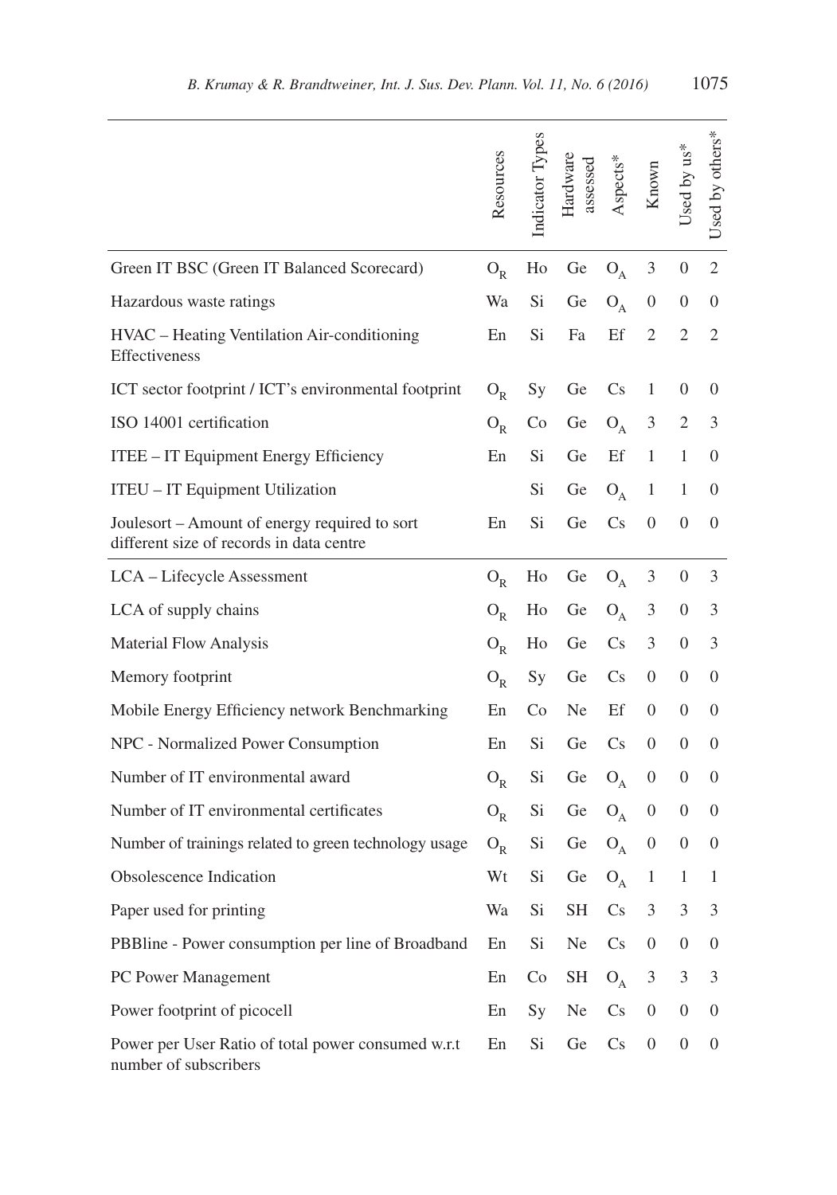| | Resources | Indicator Types | Hardware assessed | Aspects* | Known | Used by us* | Used by others* |
|---|---|---|---|---|---|---|---|
| Green IT BSC (Green IT Balanced Scorecard) | $O_R$ | Ho | Ge | $O_A$ | 3 | 0 | 2 |
| Hazardous waste ratings | Wa | Si | Ge | $O_A$ | 0 | 0 | 0 |
| HVAC – Heating Ventilation Air-conditioning Effectiveness | En | Si | Fa | Ef | 2 | 2 | 2 |
| ICT sector footprint / ICT's environmental footprint | $O_R$ | Sy | Ge | Cs | 1 | 0 | 0 |
| ISO 14001 certification | $O_R$ | Co | Ge | $O_A$ | 3 | 2 | 3 |
| ITEE – IT Equipment Energy Efficiency | En | Si | Ge | Ef | 1 | 1 | 0 |
| ITEU – IT Equipment Utilization | | Si | Ge | $O_A$ | 1 | 1 | 0 |
| Joulesort – Amount of energy required to sort different size of records in data centre | En | Si | Ge | Cs | 0 | 0 | 0 |
| LCA – Lifecycle Assessment | $O_R$ | Ho | Ge | $O_A$ | 3 | 0 | 3 |
| LCA of supply chains | $O_R$ | Ho | Ge | $O_A$ | 3 | 0 | 3 |
| Material Flow Analysis | $O_R$ | Ho | Ge | Cs | 3 | 0 | 3 |
| Memory footprint | $O_R$ | Sy | Ge | Cs | 0 | 0 | 0 |
| Mobile Energy Efficiency network Benchmarking | En | Co | Ne | Ef | 0 | 0 | 0 |
| NPC - Normalized Power Consumption | En | Si | Ge | Cs | 0 | 0 | 0 |
| Number of IT environmental award | $O_R$ | Si | Ge | $O_A$ | 0 | 0 | 0 |
| Number of IT environmental certificates | $O_R$ | Si | Ge | $O_A$ | 0 | 0 | 0 |
| Number of trainings related to green technology usage | $O_R$ | Si | Ge | $O_A$ | 0 | 0 | 0 |
| Obsolescence Indication | Wt | Si | Ge | $O_A$ | 1 | 1 | 1 |
| Paper used for printing | Wa | Si | SH | Cs | 3 | 3 | 3 |
| PBBline - Power consumption per line of Broadband | En | Si | Ne | Cs | 0 | 0 | 0 |
| PC Power Management | En | Co | SH | $O_A$ | 3 | 3 | 3 |
| Power footprint of picocell | En | Sy | Ne | Cs | 0 | 0 | 0 |
| Power per User Ratio of total power consumed w.r.t number of subscribers | En | Si | Ge | Cs | 0 | 0 | 0 |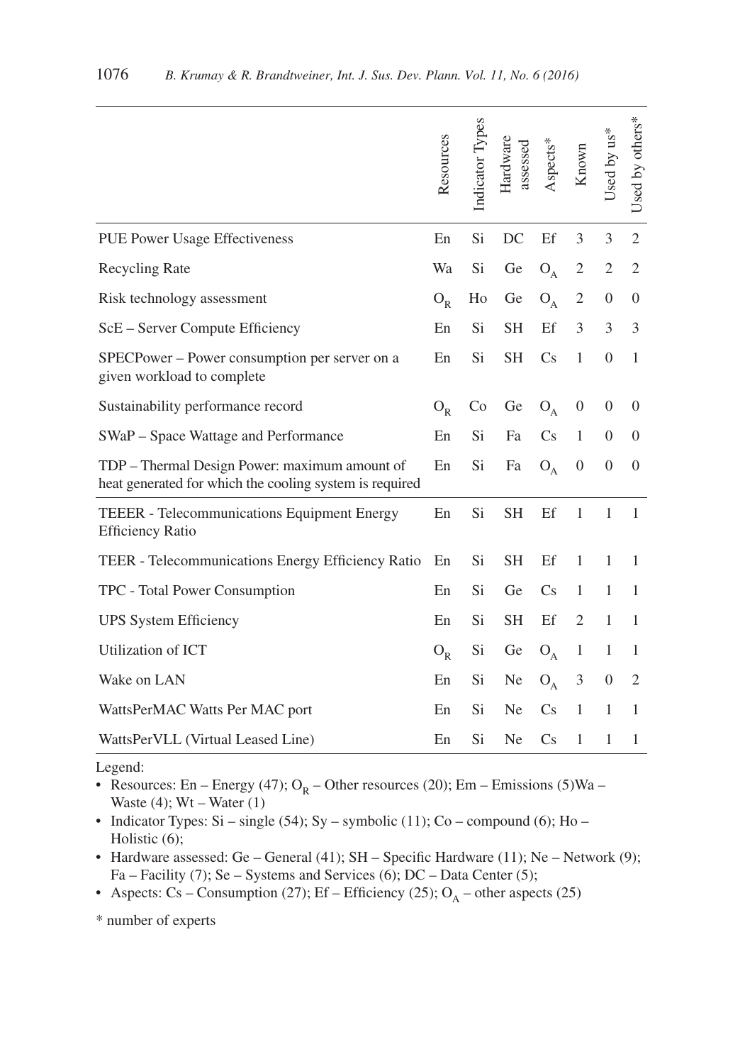| | Resources | Indicator Types | Hardware assessed | Aspects* | Known | Used by us* | Used by others* |
|---|---|---|---|---|---|---|---|
| PUE Power Usage Effectiveness | En | Si | DC | Ef | 3 | 3 | 2 |
| Recycling Rate | Wa | Si | Ge | $O_A$ | 2 | 2 | 2 |
| Risk technology assessment | $O_R$ | Ho | Ge | $O_A$ | 2 | 0 | 0 |
| ScE – Server Compute Efficiency | En | Si | SH | Ef | 3 | 3 | 3 |
| SPECPower – Power consumption per server on a given workload to complete | En | Si | SH | Cs | 1 | 0 | 1 |
| Sustainability performance record | $O_R$ | Co | Ge | $O_A$ | 0 | 0 | 0 |
| SWaP – Space Wattage and Performance | En | Si | Fa | Cs | 1 | 0 | 0 |
| TDP – Thermal Design Power: maximum amount of heat generated for which the cooling system is required | En | Si | Fa | $O_A$ | 0 | 0 | 0 |
| TEEER - Telecommunications Equipment Energy Efficiency Ratio | En | Si | SH | Ef | 1 | 1 | 1 |
| TEER - Telecommunications Energy Efficiency Ratio | En | Si | SH | Ef | 1 | 1 | 1 |
| TPC - Total Power Consumption | En | Si | Ge | Cs | 1 | 1 | 1 |
| UPS System Efficiency | En | Si | SH | Ef | 2 | 1 | 1 |
| Utilization of ICT | $O_R$ | Si | Ge | $O_A$ | 1 | 1 | 1 |
| Wake on LAN | En | Si | Ne | $O_A$ | 3 | 0 | 2 |
| WattsPerMAC Watts Per MAC port | En | Si | Ne | Cs | 1 | 1 | 1 |
| WattsPerVLL (Virtual Leased Line) | En | Si | Ne | Cs | 1 | 1 | 1 |

Legend:

- Resources: En – Energy (47); $O_R$ – Other resources (20); Em – Emissions (5)Wa – Waste (4); Wt – Water (1)
- Indicator Types: Si – single (54); Sy – symbolic (11); Co – compound (6); Ho – Holistic (6);
- Hardware assessed: Ge – General (41); SH – Specific Hardware (11); Ne – Network (9); Fa – Facility (7); Se – Systems and Services (6); DC – Data Center (5);
- Aspects: Cs – Consumption (27); Ef – Efficiency (25); $O_A$ – other aspects (25)

\* number of experts